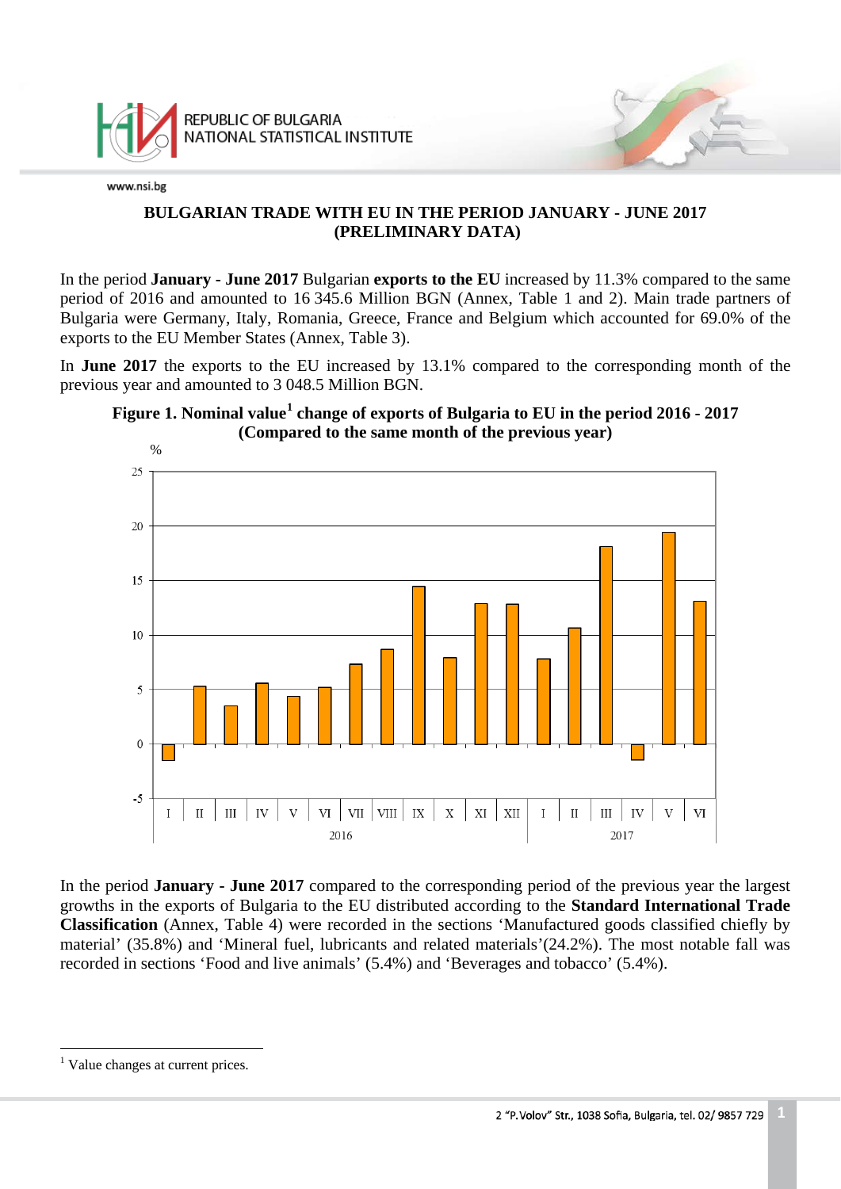# BULGARIAN TRADE WITH EU IN THE PERIOD JANUARY - JUNE 2017 (PRELIMINARY DATA)

In the period **January - June 2017** Bulgarian **exports to the EU** increased by 11.3% compared to the same period of 2016 and amounted to 16 345.6 Million BGN (Annex, Table 1 and 2). Main trade partners of Bulgaria were Germany, Italy, Romania, Greece, France and Belgium which accounted for 69.0% of the exports to the EU Member States (Annex, Table 3).

In **June 2017** the exports to the EU increased by 13.1% compared to the corresponding month of the previous year and amounted to 3 048.5 Million BGN.

**Figure 1. Nominal value[1] change of exports of Bulgaria to EU in the period 2016 - 2017 (Compared to the same month of the previous year)**

In the period **January - June 2017** compared to the corresponding period of the previous year the largest growths in the exports of Bulgaria to the EU distributed according to the **Standard International Trade Classification** (Annex, Table 4) were recorded in the sections 'Manufactured goods classified chiefly by material' (35.8%) and 'Mineral fuel, lubricants and related materials'(24.2%). The most notable fall was recorded in sections 'Food and live animals' (5.4%) and 'Beverages and tobacco' (5.4%).

[1] Value changes at current prices.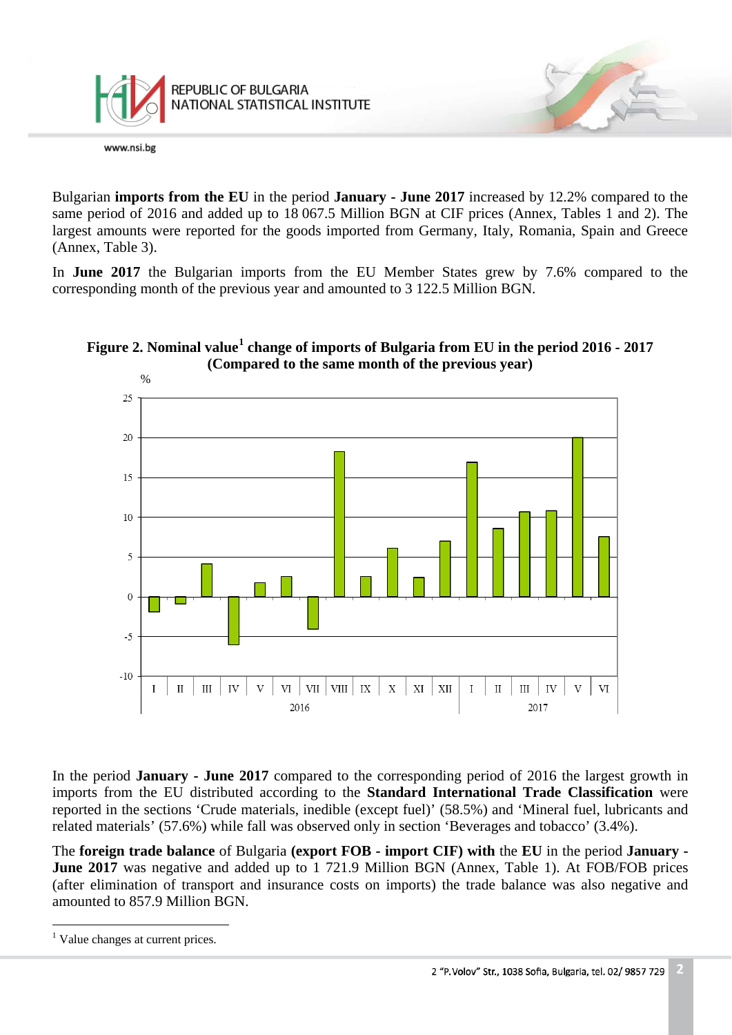Bulgarian **imports from the EU** in the period **January - June 2017** increased by 12.2% compared to the same period of 2016 and added up to 18 067.5 Million BGN at CIF prices (Annex, Tables 1 and 2). The largest amounts were reported for the goods imported from Germany, Italy, Romania, Spain and Greece (Annex, Table 3).

In **June 2017** the Bulgarian imports from the EU Member States grew by 7.6% compared to the corresponding month of the previous year and amounted to 3 122.5 Million BGN.

**Figure 2. Nominal value[1] change of imports of Bulgaria from EU in the period 2016 - 2017 (Compared to the same month of the previous year)**

In the period **January - June 2017** compared to the corresponding period of 2016 the largest growth in imports from the EU distributed according to the **Standard International Trade Classification** were reported in the sections 'Crude materials, inedible (except fuel)' (58.5%) and 'Mineral fuel, lubricants and related materials' (57.6%) while fall was observed only in section 'Beverages and tobacco' (3.4%).

The **foreign trade balance** of Bulgaria **(export FOB - import CIF) with** the **EU** in the period **January - June 2017** was negative and added up to 1 721.9 Million BGN (Annex, Table 1). At FOB/FOB prices (after elimination of transport and insurance costs on imports) the trade balance was also negative and amounted to 857.9 Million BGN.

---

[1] Value changes at current prices.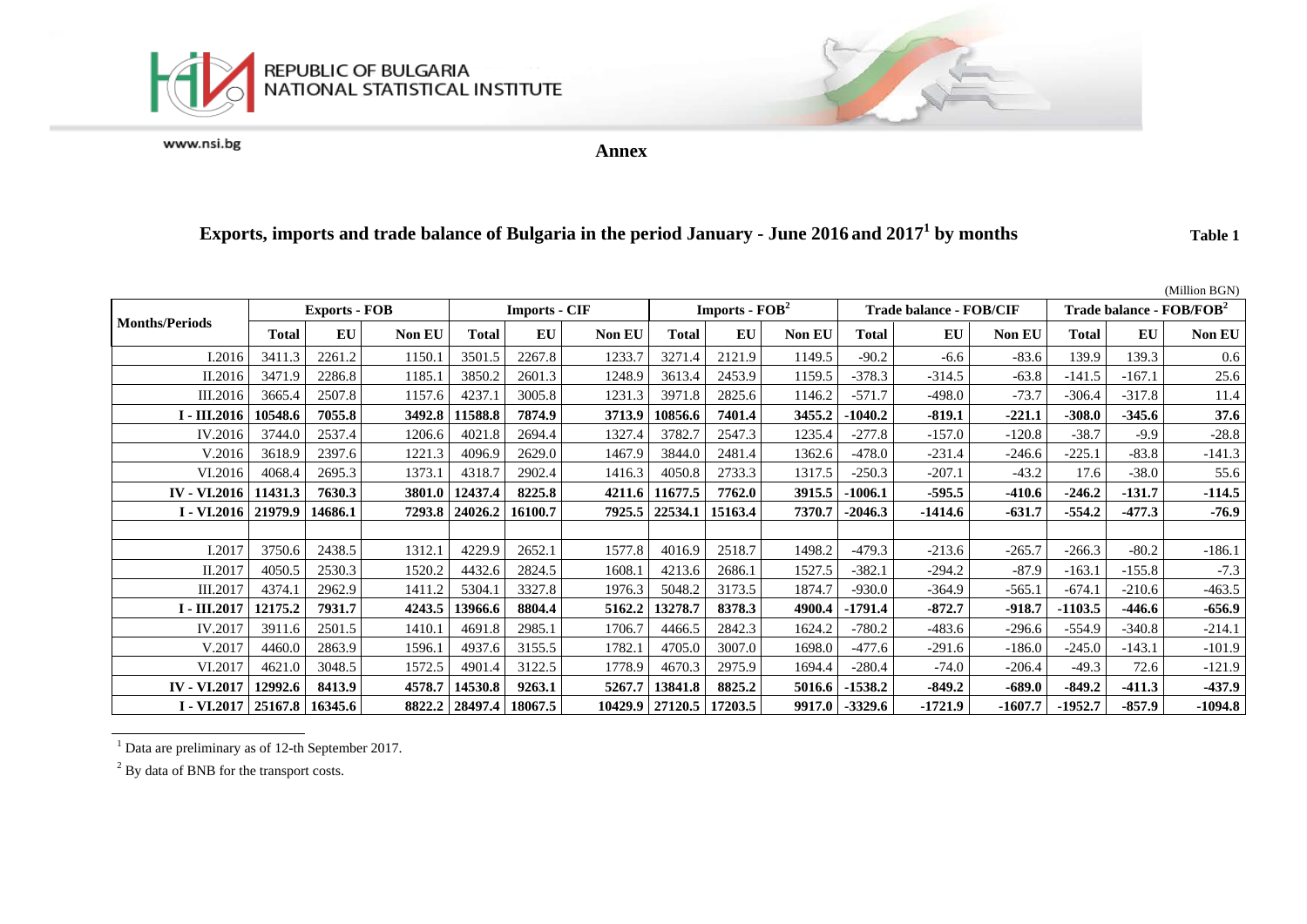REPUBLIC OF BULGARIA
NATIONAL STATISTICAL INSTITUTE

www.nsi.bg

**Annex**

## Exports, imports and trade balance of Bulgaria in the period January - June 2016 and 2017[1] by months

**Table 1**

(Million BGN)

| Months/Periods | Exports - FOB | | | Imports - CIF | | | Imports - FOB[2] | | | Trade balance - FOB/CIF | | | Trade balance - FOB/FOB[2] | | |
|---|---|---|---|---|---|---|---|---|---|---|---|---|---|---|---|
| | Total | EU | Non EU | Total | EU | Non EU | Total | EU | Non EU | Total | EU | Non EU | Total | EU | Non EU |
| I.2016 | 3411.3 | 2261.2 | 1150.1 | 3501.5 | 2267.8 | 1233.7 | 3271.4 | 2121.9 | 1149.5 | -90.2 | -6.6 | -83.6 | 139.9 | 139.3 | 0.6 |
| II.2016 | 3471.9 | 2286.8 | 1185.1 | 3850.2 | 2601.3 | 1248.9 | 3613.4 | 2453.9 | 1159.5 | -378.3 | -314.5 | -63.8 | -141.5 | -167.1 | 25.6 |
| III.2016 | 3665.4 | 2507.8 | 1157.6 | 4237.1 | 3005.8 | 1231.3 | 3971.8 | 2825.6 | 1146.2 | -571.7 | -498.0 | -73.7 | -306.4 | -317.8 | 11.4 |
| **I - III.2016** | **10548.6** | **7055.8** | **3492.8** | **11588.8** | **7874.9** | **3713.9** | **10856.6** | **7401.4** | **3455.2** | **-1040.2** | **-819.1** | **-221.1** | **-308.0** | **-345.6** | **37.6** |
| IV.2016 | 3744.0 | 2537.4 | 1206.6 | 4021.8 | 2694.4 | 1327.4 | 3782.7 | 2547.3 | 1235.4 | -277.8 | -157.0 | -120.8 | -38.7 | -9.9 | -28.8 |
| V.2016 | 3618.9 | 2397.6 | 1221.3 | 4096.9 | 2629.0 | 1467.9 | 3844.0 | 2481.4 | 1362.6 | -478.0 | -231.4 | -246.6 | -225.1 | -83.8 | -141.3 |
| VI.2016 | 4068.4 | 2695.3 | 1373.1 | 4318.7 | 2902.4 | 1416.3 | 4050.8 | 2733.3 | 1317.5 | -250.3 | -207.1 | -43.2 | 17.6 | -38.0 | 55.6 |
| **IV - VI.2016** | **11431.3** | **7630.3** | **3801.0** | **12437.4** | **8225.8** | **4211.6** | **11677.5** | **7762.0** | **3915.5** | **-1006.1** | **-595.5** | **-410.6** | **-246.2** | **-131.7** | **-114.5** |
| **I - VI.2016** | **21979.9** | **14686.1** | **7293.8** | **24026.2** | **16100.7** | **7925.5** | **22534.1** | **15163.4** | **7370.7** | **-2046.3** | **-1414.6** | **-631.7** | **-554.2** | **-477.3** | **-76.9** |
| | | | | | | | | | | | | | | | |
| I.2017 | 3750.6 | 2438.5 | 1312.1 | 4229.9 | 2652.1 | 1577.8 | 4016.9 | 2518.7 | 1498.2 | -479.3 | -213.6 | -265.7 | -266.3 | -80.2 | -186.1 |
| II.2017 | 4050.5 | 2530.3 | 1520.2 | 4432.6 | 2824.5 | 1608.1 | 4213.6 | 2686.1 | 1527.5 | -382.1 | -294.2 | -87.9 | -163.1 | -155.8 | -7.3 |
| III.2017 | 4374.1 | 2962.9 | 1411.2 | 5304.1 | 3327.8 | 1976.3 | 5048.2 | 3173.5 | 1874.7 | -930.0 | -364.9 | -565.1 | -674.1 | -210.6 | -463.5 |
| **I - III.2017** | **12175.2** | **7931.7** | **4243.5** | **13966.6** | **8804.4** | **5162.2** | **13278.7** | **8378.3** | **4900.4** | **-1791.4** | **-872.7** | **-918.7** | **-1103.5** | **-446.6** | **-656.9** |
| IV.2017 | 3911.6 | 2501.5 | 1410.1 | 4691.8 | 2985.1 | 1706.7 | 4466.5 | 2842.3 | 1624.2 | -780.2 | -483.6 | -296.6 | -554.9 | -340.8 | -214.1 |
| V.2017 | 4460.0 | 2863.9 | 1596.1 | 4937.6 | 3155.5 | 1782.1 | 4705.0 | 3007.0 | 1698.0 | -477.6 | -291.6 | -186.0 | -245.0 | -143.1 | -101.9 |
| VI.2017 | 4621.0 | 3048.5 | 1572.5 | 4901.4 | 3122.5 | 1778.9 | 4670.3 | 2975.9 | 1694.4 | -280.4 | -74.0 | -206.4 | -49.3 | 72.6 | -121.9 |
| **IV - VI.2017** | **12992.6** | **8413.9** | **4578.7** | **14530.8** | **9263.1** | **5267.7** | **13841.8** | **8825.2** | **5016.6** | **-1538.2** | **-849.2** | **-689.0** | **-849.2** | **-411.3** | **-437.9** |
| **I - VI.2017** | **25167.8** | **16345.6** | **8822.2** | **28497.4** | **18067.5** | **10429.9** | **27120.5** | **17203.5** | **9917.0** | **-3329.6** | **-1721.9** | **-1607.7** | **-1952.7** | **-857.9** | **-1094.8** |

[1] Data are preliminary as of 12-th September 2017.

[2] By data of BNB for the transport costs.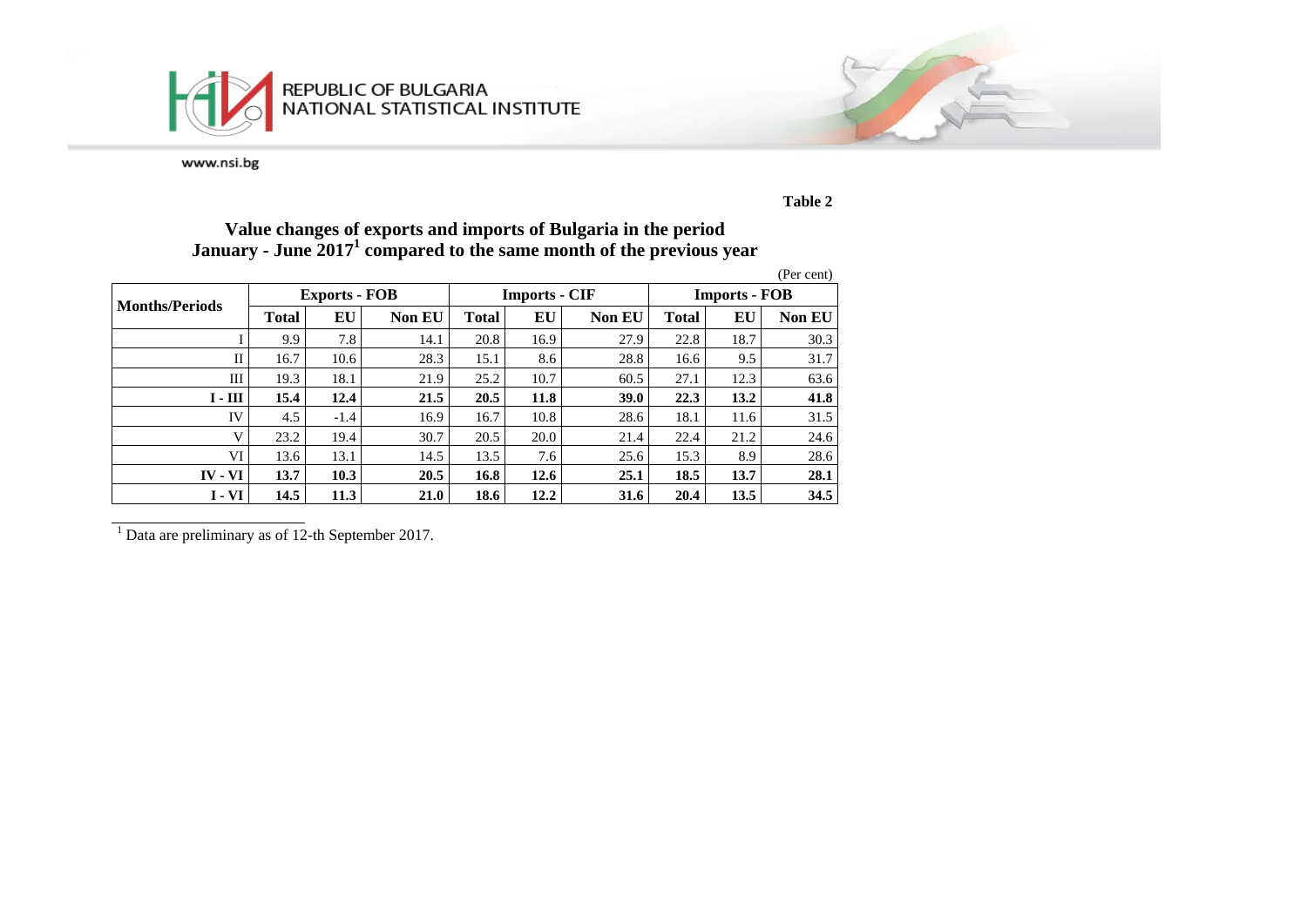**Table 2**

## Value changes of exports and imports of Bulgaria in the period January - June 2017[1] compared to the same month of the previous year

(Per cent)

| Months/Periods | Exports - FOB | | | Imports - CIF | | | Imports - FOB | | |
|---|---|---|---|---|---|---|---|---|---|
| | **Total** | **EU** | **Non EU** | **Total** | **EU** | **Non EU** | **Total** | **EU** | **Non EU** |
| I | 9.9 | 7.8 | 14.1 | 20.8 | 16.9 | 27.9 | 22.8 | 18.7 | 30.3 |
| II | 16.7 | 10.6 | 28.3 | 15.1 | 8.6 | 28.8 | 16.6 | 9.5 | 31.7 |
| III | 19.3 | 18.1 | 21.9 | 25.2 | 10.7 | 60.5 | 27.1 | 12.3 | 63.6 |
| **I - III** | **15.4** | **12.4** | **21.5** | **20.5** | **11.8** | **39.0** | **22.3** | **13.2** | **41.8** |
| IV | 4.5 | -1.4 | 16.9 | 16.7 | 10.8 | 28.6 | 18.1 | 11.6 | 31.5 |
| V | 23.2 | 19.4 | 30.7 | 20.5 | 20.0 | 21.4 | 22.4 | 21.2 | 24.6 |
| VI | 13.6 | 13.1 | 14.5 | 13.5 | 7.6 | 25.6 | 15.3 | 8.9 | 28.6 |
| **IV - VI** | **13.7** | **10.3** | **20.5** | **16.8** | **12.6** | **25.1** | **18.5** | **13.7** | **28.1** |
| **I - VI** | **14.5** | **11.3** | **21.0** | **18.6** | **12.2** | **31.6** | **20.4** | **13.5** | **34.5** |

[1] Data are preliminary as of 12-th September 2017.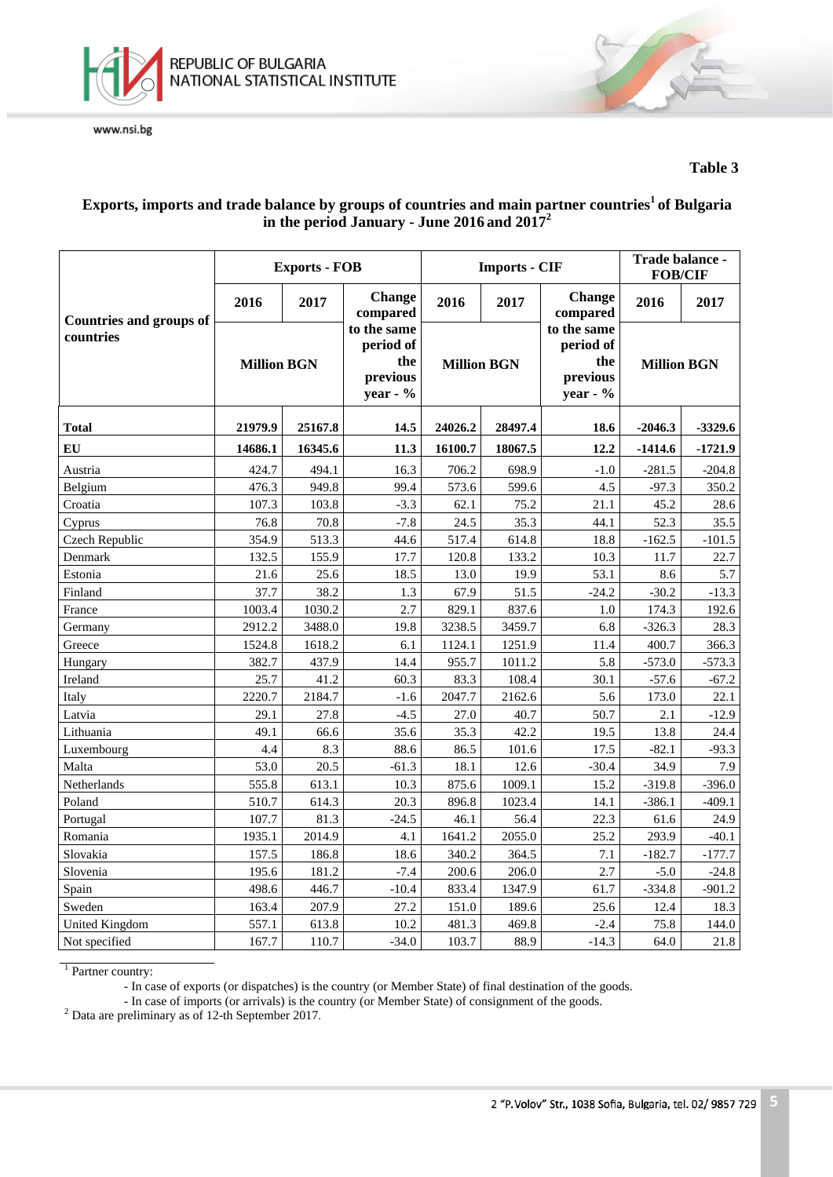**Table 3**

**Exports, imports and trade balance by groups of countries and main partner countries[1] of Bulgaria in the period January - June 2016 and 2017[2]**

| Countries and groups of countries | Exports - FOB | | | Imports - CIF | | | Trade balance - FOB/CIF | |
|---|---|---|---|---|---|---|---|---|
| | 2016 | 2017 | Change compared to the same period of the previous year - % | 2016 | 2017 | Change compared to the same period of the previous year - % | 2016 | 2017 |
| | Million BGN | | | Million BGN | | | Million BGN | |
| **Total** | **21979.9** | **25167.8** | **14.5** | **24026.2** | **28497.4** | **18.6** | **-2046.3** | **-3329.6** |
| **EU** | **14686.1** | **16345.6** | **11.3** | **16100.7** | **18067.5** | **12.2** | **-1414.6** | **-1721.9** |
| Austria | 424.7 | 494.1 | 16.3 | 706.2 | 698.9 | -1.0 | -281.5 | -204.8 |
| Belgium | 476.3 | 949.8 | 99.4 | 573.6 | 599.6 | 4.5 | -97.3 | 350.2 |
| Croatia | 107.3 | 103.8 | -3.3 | 62.1 | 75.2 | 21.1 | 45.2 | 28.6 |
| Cyprus | 76.8 | 70.8 | -7.8 | 24.5 | 35.3 | 44.1 | 52.3 | 35.5 |
| Czech Republic | 354.9 | 513.3 | 44.6 | 517.4 | 614.8 | 18.8 | -162.5 | -101.5 |
| Denmark | 132.5 | 155.9 | 17.7 | 120.8 | 133.2 | 10.3 | 11.7 | 22.7 |
| Estonia | 21.6 | 25.6 | 18.5 | 13.0 | 19.9 | 53.1 | 8.6 | 5.7 |
| Finland | 37.7 | 38.2 | 1.3 | 67.9 | 51.5 | -24.2 | -30.2 | -13.3 |
| France | 1003.4 | 1030.2 | 2.7 | 829.1 | 837.6 | 1.0 | 174.3 | 192.6 |
| Germany | 2912.2 | 3488.0 | 19.8 | 3238.5 | 3459.7 | 6.8 | -326.3 | 28.3 |
| Greece | 1524.8 | 1618.2 | 6.1 | 1124.1 | 1251.9 | 11.4 | 400.7 | 366.3 |
| Hungary | 382.7 | 437.9 | 14.4 | 955.7 | 1011.2 | 5.8 | -573.0 | -573.3 |
| Ireland | 25.7 | 41.2 | 60.3 | 83.3 | 108.4 | 30.1 | -57.6 | -67.2 |
| Italy | 2220.7 | 2184.7 | -1.6 | 2047.7 | 2162.6 | 5.6 | 173.0 | 22.1 |
| Latvia | 29.1 | 27.8 | -4.5 | 27.0 | 40.7 | 50.7 | 2.1 | -12.9 |
| Lithuania | 49.1 | 66.6 | 35.6 | 35.3 | 42.2 | 19.5 | 13.8 | 24.4 |
| Luxembourg | 4.4 | 8.3 | 88.6 | 86.5 | 101.6 | 17.5 | -82.1 | -93.3 |
| Malta | 53.0 | 20.5 | -61.3 | 18.1 | 12.6 | -30.4 | 34.9 | 7.9 |
| Netherlands | 555.8 | 613.1 | 10.3 | 875.6 | 1009.1 | 15.2 | -319.8 | -396.0 |
| Poland | 510.7 | 614.3 | 20.3 | 896.8 | 1023.4 | 14.1 | -386.1 | -409.1 |
| Portugal | 107.7 | 81.3 | -24.5 | 46.1 | 56.4 | 22.3 | 61.6 | 24.9 |
| Romania | 1935.1 | 2014.9 | 4.1 | 1641.2 | 2055.0 | 25.2 | 293.9 | -40.1 |
| Slovakia | 157.5 | 186.8 | 18.6 | 340.2 | 364.5 | 7.1 | -182.7 | -177.7 |
| Slovenia | 195.6 | 181.2 | -7.4 | 200.6 | 206.0 | 2.7 | -5.0 | -24.8 |
| Spain | 498.6 | 446.7 | -10.4 | 833.4 | 1347.9 | 61.7 | -334.8 | -901.2 |
| Sweden | 163.4 | 207.9 | 27.2 | 151.0 | 189.6 | 25.6 | 12.4 | 18.3 |
| United Kingdom | 557.1 | 613.8 | 10.2 | 481.3 | 469.8 | -2.4 | 75.8 | 144.0 |
| Not specified | 167.7 | 110.7 | -34.0 | 103.7 | 88.9 | -14.3 | 64.0 | 21.8 |

[1] Partner country:

- In case of exports (or dispatches) is the country (or Member State) of final destination of the goods.
- In case of imports (or arrivals) is the country (or Member State) of consignment of the goods.

[2] Data are preliminary as of 12-th September 2017.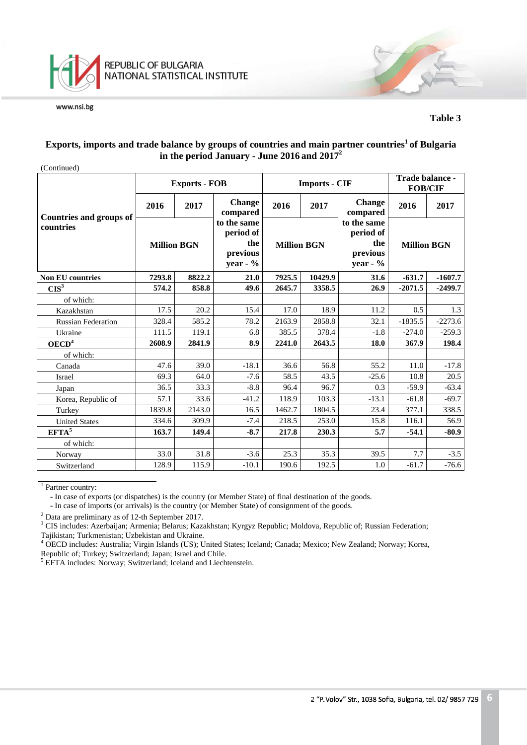**Table 3**

**Exports, imports and trade balance by groups of countries and main partner countries[1] of Bulgaria in the period January - June 2016 and 2017[2]**

(Continued)

| Countries and groups of countries | Exports - FOB | | | Imports - CIF | | | Trade balance - FOB/CIF | |
|---|---|---|---|---|---|---|---|---|
| | 2016 | 2017 | Change compared to the same period of the previous year - % | 2016 | 2017 | Change compared to the same period of the previous year - % | 2016 | 2017 |
| | Million BGN | | | Million BGN | | | Million BGN | |
| **Non EU countries** | **7293.8** | **8822.2** | **21.0** | **7925.5** | **10429.9** | **31.6** | **-631.7** | **-1607.7** |
| **CIS[3]** | **574.2** | **858.8** | **49.6** | **2645.7** | **3358.5** | **26.9** | **-2071.5** | **-2499.7** |
| of which: | | | | | | | | |
| Kazakhstan | 17.5 | 20.2 | 15.4 | 17.0 | 18.9 | 11.2 | 0.5 | 1.3 |
| Russian Federation | 328.4 | 585.2 | 78.2 | 2163.9 | 2858.8 | 32.1 | -1835.5 | -2273.6 |
| Ukraine | 111.5 | 119.1 | 6.8 | 385.5 | 378.4 | -1.8 | -274.0 | -259.3 |
| **OECD[4]** | **2608.9** | **2841.9** | **8.9** | **2241.0** | **2643.5** | **18.0** | **367.9** | **198.4** |
| of which: | | | | | | | | |
| Canada | 47.6 | 39.0 | -18.1 | 36.6 | 56.8 | 55.2 | 11.0 | -17.8 |
| Israel | 69.3 | 64.0 | -7.6 | 58.5 | 43.5 | -25.6 | 10.8 | 20.5 |
| Japan | 36.5 | 33.3 | -8.8 | 96.4 | 96.7 | 0.3 | -59.9 | -63.4 |
| Korea, Republic of | 57.1 | 33.6 | -41.2 | 118.9 | 103.3 | -13.1 | -61.8 | -69.7 |
| Turkey | 1839.8 | 2143.0 | 16.5 | 1462.7 | 1804.5 | 23.4 | 377.1 | 338.5 |
| United States | 334.6 | 309.9 | -7.4 | 218.5 | 253.0 | 15.8 | 116.1 | 56.9 |
| **EFTA[5]** | **163.7** | **149.4** | **-8.7** | **217.8** | **230.3** | **5.7** | **-54.1** | **-80.9** |
| of which: | | | | | | | | |
| Norway | 33.0 | 31.8 | -3.6 | 25.3 | 35.3 | 39.5 | 7.7 | -3.5 |
| Switzerland | 128.9 | 115.9 | -10.1 | 190.6 | 192.5 | 1.0 | -61.7 | -76.6 |

[1] Partner country:
- In case of exports (or dispatches) is the country (or Member State) of final destination of the goods.
- In case of imports (or arrivals) is the country (or Member State) of consignment of the goods.

[2] Data are preliminary as of 12-th September 2017.

[3] CIS includes: Azerbaijan; Armenia; Belarus; Kazakhstan; Kyrgyz Republic; Moldova, Republic of; Russian Federation; Tajikistan; Turkmenistan; Uzbekistan and Ukraine.

[4] OECD includes: Australia; Virgin Islands (US); United States; Iceland; Canada; Mexico; New Zealand; Norway; Korea, Republic of; Turkey; Switzerland; Japan; Israel and Chile.

[5] EFTA includes: Norway; Switzerland; Iceland and Liechtenstein.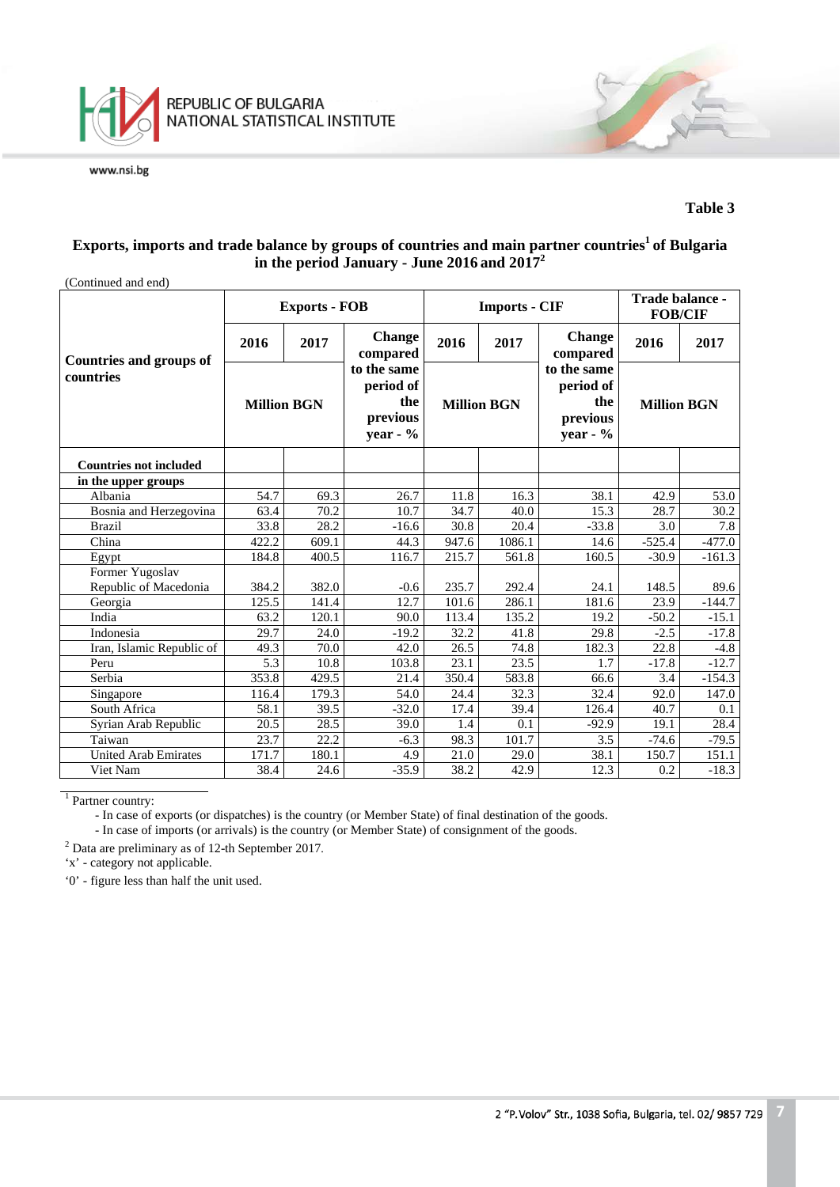**Table 3**

## Exports, imports and trade balance by groups of countries and main partner countries[1] of Bulgaria in the period January - June 2016 and 2017[2]

(Continued and end)

| Countries and groups of countries | Exports - FOB | | | Imports - CIF | | | Trade balance - FOB/CIF | |
|---|---|---|---|---|---|---|---|---|
| | 2016 | 2017 | Change compared to the same period of the previous year - % | 2016 | 2017 | Change compared to the same period of the previous year - % | 2016 | 2017 |
| | Million BGN | | | Million BGN | | | Million BGN | |
| **Countries not included in the upper groups** | | | | | | | | |
| Albania | 54.7 | 69.3 | 26.7 | 11.8 | 16.3 | 38.1 | 42.9 | 53.0 |
| Bosnia and Herzegovina | 63.4 | 70.2 | 10.7 | 34.7 | 40.0 | 15.3 | 28.7 | 30.2 |
| Brazil | 33.8 | 28.2 | -16.6 | 30.8 | 20.4 | -33.8 | 3.0 | 7.8 |
| China | 422.2 | 609.1 | 44.3 | 947.6 | 1086.1 | 14.6 | -525.4 | -477.0 |
| Egypt | 184.8 | 400.5 | 116.7 | 215.7 | 561.8 | 160.5 | -30.9 | -161.3 |
| Former Yugoslav Republic of Macedonia | 384.2 | 382.0 | -0.6 | 235.7 | 292.4 | 24.1 | 148.5 | 89.6 |
| Georgia | 125.5 | 141.4 | 12.7 | 101.6 | 286.1 | 181.6 | 23.9 | -144.7 |
| India | 63.2 | 120.1 | 90.0 | 113.4 | 135.2 | 19.2 | -50.2 | -15.1 |
| Indonesia | 29.7 | 24.0 | -19.2 | 32.2 | 41.8 | 29.8 | -2.5 | -17.8 |
| Iran, Islamic Republic of | 49.3 | 70.0 | 42.0 | 26.5 | 74.8 | 182.3 | 22.8 | -4.8 |
| Peru | 5.3 | 10.8 | 103.8 | 23.1 | 23.5 | 1.7 | -17.8 | -12.7 |
| Serbia | 353.8 | 429.5 | 21.4 | 350.4 | 583.8 | 66.6 | 3.4 | -154.3 |
| Singapore | 116.4 | 179.3 | 54.0 | 24.4 | 32.3 | 32.4 | 92.0 | 147.0 |
| South Africa | 58.1 | 39.5 | -32.0 | 17.4 | 39.4 | 126.4 | 40.7 | 0.1 |
| Syrian Arab Republic | 20.5 | 28.5 | 39.0 | 1.4 | 0.1 | -92.9 | 19.1 | 28.4 |
| Taiwan | 23.7 | 22.2 | -6.3 | 98.3 | 101.7 | 3.5 | -74.6 | -79.5 |
| United Arab Emirates | 171.7 | 180.1 | 4.9 | 21.0 | 29.0 | 38.1 | 150.7 | 151.1 |
| Viet Nam | 38.4 | 24.6 | -35.9 | 38.2 | 42.9 | 12.3 | 0.2 | -18.3 |

[1] Partner country:
- In case of exports (or dispatches) is the country (or Member State) of final destination of the goods.
- In case of imports (or arrivals) is the country (or Member State) of consignment of the goods.

[2] Data are preliminary as of 12-th September 2017.

'x' - category not applicable.

'0' - figure less than half the unit used.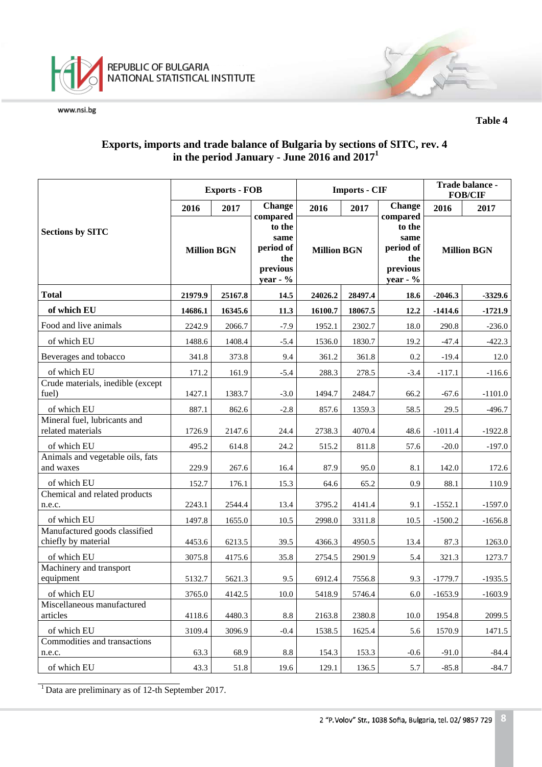**Table 4**

## Exports, imports and trade balance of Bulgaria by sections of SITC, rev. 4 in the period January - June 2016 and 2017[1]

| Sections by SITC | Exports - FOB | | | Imports - CIF | | | Trade balance - FOB/CIF | |
|---|---|---|---|---|---|---|---|---|
| | 2016 | 2017 | Change compared to the same period of the previous year - % | 2016 | 2017 | Change compared to the same period of the previous year - % | 2016 | 2017 |
| | Million BGN | | | Million BGN | | | Million BGN | |
| **Total** | **21979.9** | **25167.8** | **14.5** | **24026.2** | **28497.4** | **18.6** | **-2046.3** | **-3329.6** |
| **of which EU** | **14686.1** | **16345.6** | **11.3** | **16100.7** | **18067.5** | **12.2** | **-1414.6** | **-1721.9** |
| Food and live animals | 2242.9 | 2066.7 | -7.9 | 1952.1 | 2302.7 | 18.0 | 290.8 | -236.0 |
| of which EU | 1488.6 | 1408.4 | -5.4 | 1536.0 | 1830.7 | 19.2 | -47.4 | -422.3 |
| Beverages and tobacco | 341.8 | 373.8 | 9.4 | 361.2 | 361.8 | 0.2 | -19.4 | 12.0 |
| of which EU | 171.2 | 161.9 | -5.4 | 288.3 | 278.5 | -3.4 | -117.1 | -116.6 |
| Crude materials, inedible (except fuel) | 1427.1 | 1383.7 | -3.0 | 1494.7 | 2484.7 | 66.2 | -67.6 | -1101.0 |
| of which EU | 887.1 | 862.6 | -2.8 | 857.6 | 1359.3 | 58.5 | 29.5 | -496.7 |
| Mineral fuel, lubricants and related materials | 1726.9 | 2147.6 | 24.4 | 2738.3 | 4070.4 | 48.6 | -1011.4 | -1922.8 |
| of which EU | 495.2 | 614.8 | 24.2 | 515.2 | 811.8 | 57.6 | -20.0 | -197.0 |
| Animals and vegetable oils, fats and waxes | 229.9 | 267.6 | 16.4 | 87.9 | 95.0 | 8.1 | 142.0 | 172.6 |
| of which EU | 152.7 | 176.1 | 15.3 | 64.6 | 65.2 | 0.9 | 88.1 | 110.9 |
| Chemical and related products n.e.c. | 2243.1 | 2544.4 | 13.4 | 3795.2 | 4141.4 | 9.1 | -1552.1 | -1597.0 |
| of which EU | 1497.8 | 1655.0 | 10.5 | 2998.0 | 3311.8 | 10.5 | -1500.2 | -1656.8 |
| Manufactured goods classified chiefly by material | 4453.6 | 6213.5 | 39.5 | 4366.3 | 4950.5 | 13.4 | 87.3 | 1263.0 |
| of which EU | 3075.8 | 4175.6 | 35.8 | 2754.5 | 2901.9 | 5.4 | 321.3 | 1273.7 |
| Machinery and transport equipment | 5132.7 | 5621.3 | 9.5 | 6912.4 | 7556.8 | 9.3 | -1779.7 | -1935.5 |
| of which EU | 3765.0 | 4142.5 | 10.0 | 5418.9 | 5746.4 | 6.0 | -1653.9 | -1603.9 |
| Miscellaneous manufactured articles | 4118.6 | 4480.3 | 8.8 | 2163.8 | 2380.8 | 10.0 | 1954.8 | 2099.5 |
| of which EU | 3109.4 | 3096.9 | -0.4 | 1538.5 | 1625.4 | 5.6 | 1570.9 | 1471.5 |
| Commodities and transactions n.e.c. | 63.3 | 68.9 | 8.8 | 154.3 | 153.3 | -0.6 | -91.0 | -84.4 |
| of which EU | 43.3 | 51.8 | 19.6 | 129.1 | 136.5 | 5.7 | -85.8 | -84.7 |

[1] Data are preliminary as of 12-th September 2017.